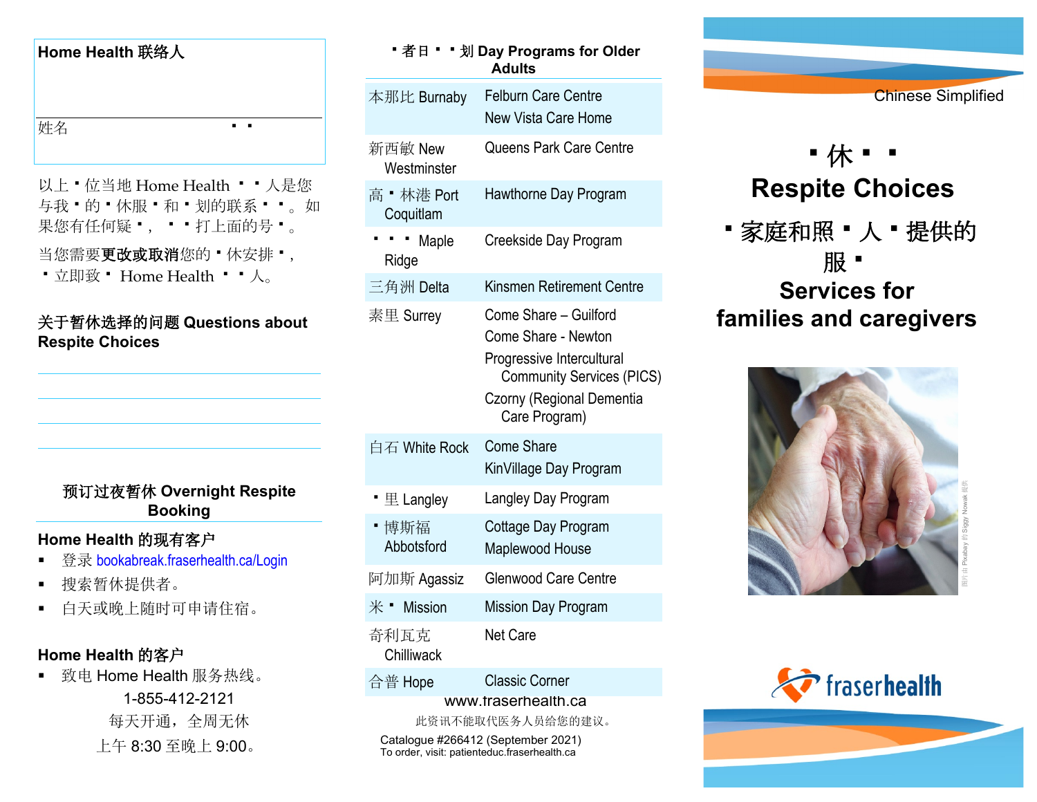## Home Health 联络人

姓名 ▪ ▪

以上▪位当地 Home Health ▪ ▪ 人是您与我▪的▪休服▪和▪划的联系▪ ▪。如果您有任何疑▪， ▪ ▪打上面的号▪。

当您需要**更改或取消**您的▪休安排▪，▪立即致▪ Home Health ▪ ▪ 人。

### 关于暂休选择的问题 Questions about Respite Choices

### 预订过夜暂休 Overnight Respite Booking

**Home Health 的现有客户**

- 登录 bookabreak.fraserhealth.ca/Login
- 搜索暂休提供者。
- 白天或晚上随时可申请住宿。

**Home Health 的客户**

- 致电 Home Health 服务热线。

1-855-412-2121
每天开通，全周无休
上午 8:30 至晚上 9:00。

### ▪者日▪ ▪划 Day Programs for Older Adults

| | |
|---|---|
| 本那比 Burnaby | Felburn Care Centre<br>New Vista Care Home |
| 新西敏 New Westminster | Queens Park Care Centre |
| 高▪林港 Port Coquitlam | Hawthorne Day Program |
| ▪ ▪ ▪ Maple Ridge | Creekside Day Program |
| 三角洲 Delta | Kinsmen Retirement Centre |
| 素里 Surrey | Come Share – Guilford<br>Come Share - Newton<br>Progressive Intercultural Community Services (PICS)<br>Czorny (Regional Dementia Care Program) |
| 白石 White Rock | Come Share<br>KinVillage Day Program |
| ▪里 Langley | Langley Day Program |
| ▪博斯福 Abbotsford | Cottage Day Program<br>Maplewood House |
| 阿加斯 Agassiz | Glenwood Care Centre |
| 米▪ Mission | Mission Day Program |
| 奇利瓦克 Chilliwack | Net Care |
| 合普 Hope | Classic Corner |

www.fraserhealth.ca

此资讯不能取代医务人员给您的建议。

Catalogue #266412 (September 2021)
To order, visit: patienteduc.fraserhealth.ca

Chinese Simplified

# ▪休▪ ▪ Respite Choices

## ▪家庭和照▪人▪提供的服▪ Services for families and caregivers

图片由 Pixabay 的 Siggy Nowak 提供

fraserhealth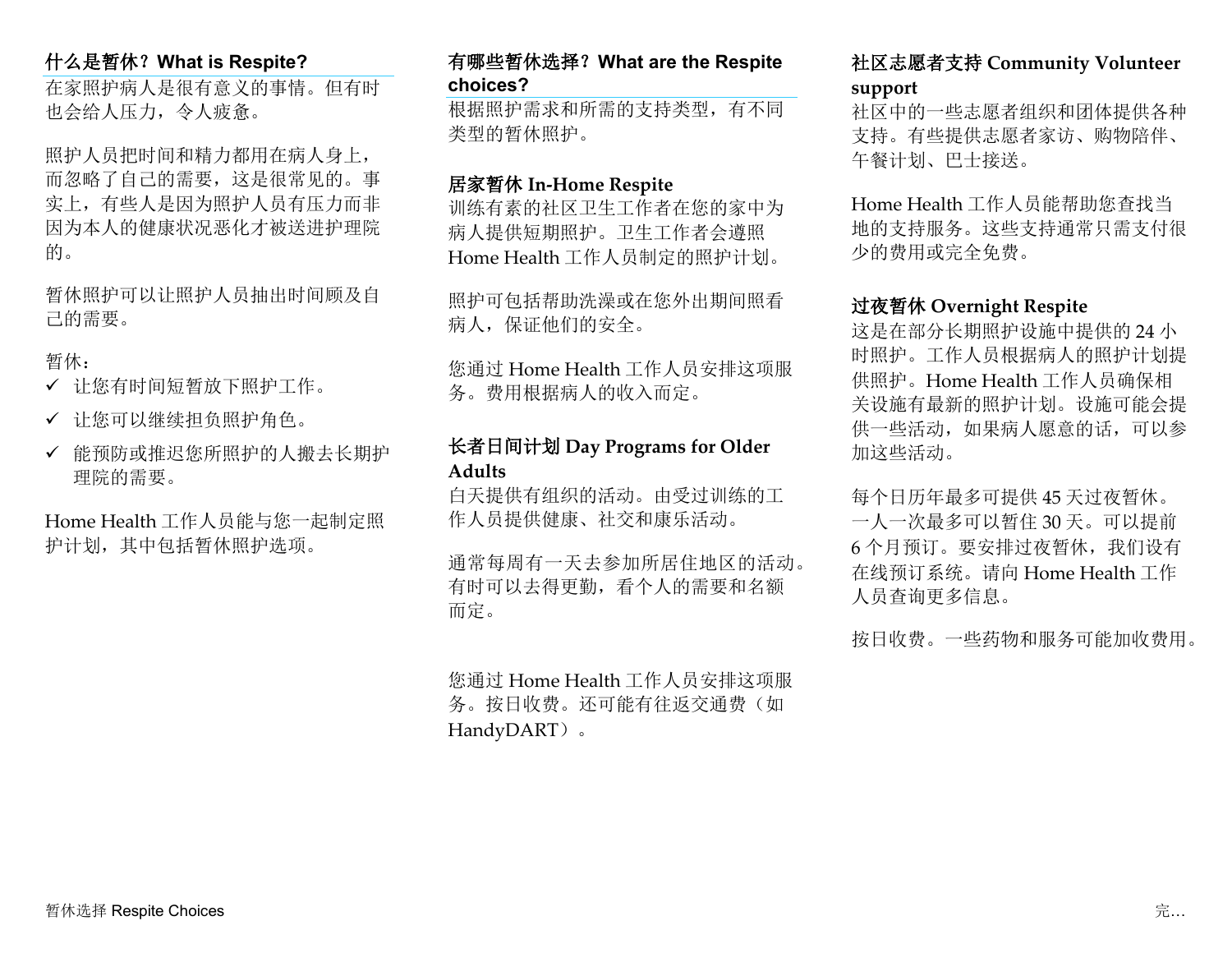## 什么是暂休？What is Respite?

在家照护病人是很有意义的事情。但有时也会给人压力，令人疲惫。

照护人员把时间和精力都用在病人身上，而忽略了自己的需要，这是很常见的。事实上，有些人是因为照护人员有压力而非因为本人的健康状况恶化才被送进护理院的。

暂休照护可以让照护人员抽出时间顾及自己的需要。

暂休：

- ✓ 让您有时间短暂放下照护工作。
- ✓ 让您可以继续担负照护角色。
- ✓ 能预防或推迟您所照护的人搬去长期护理院的需要。

Home Health 工作人员能与您一起制定照护计划，其中包括暂休照护选项。

## 有哪些暂休选择？What are the Respite choices?

根据照护需求和所需的支持类型，有不同类型的暂休照护。

### 居家暂休 In-Home Respite

训练有素的社区卫生工作者在您的家中为病人提供短期照护。卫生工作者会遵照 Home Health 工作人员制定的照护计划。

照护可包括帮助洗澡或在您外出期间照看病人，保证他们的安全。

您通过 Home Health 工作人员安排这项服务。费用根据病人的收入而定。

### 长者日间计划 Day Programs for Older Adults

白天提供有组织的活动。由受过训练的工作人员提供健康、社交和康乐活动。

通常每周有一天去参加所居住地区的活动。有时可以去得更勤，看个人的需要和名额而定。

您通过 Home Health 工作人员安排这项服务。按日收费。还可能有往返交通费（如 HandyDART）。

### 社区志愿者支持 Community Volunteer support

社区中的一些志愿者组织和团体提供各种支持。有些提供志愿者家访、购物陪伴、午餐计划、巴士接送。

Home Health 工作人员能帮助您查找当地的支持服务。这些支持通常只需支付很少的费用或完全免费。

### 过夜暂休 Overnight Respite

这是在部分长期照护设施中提供的 24 小时照护。工作人员根据病人的照护计划提供照护。Home Health 工作人员确保相关设施有最新的照护计划。设施可能会提供一些活动，如果病人愿意的话，可以参加这些活动。

每个日历年最多可提供 45 天过夜暂休。一人一次最多可以暂住 30 天。可以提前 6 个月预订。要安排过夜暂休，我们设有在线预订系统。请向 Home Health 工作人员查询更多信息。

按日收费。一些药物和服务可能加收费用。

完…